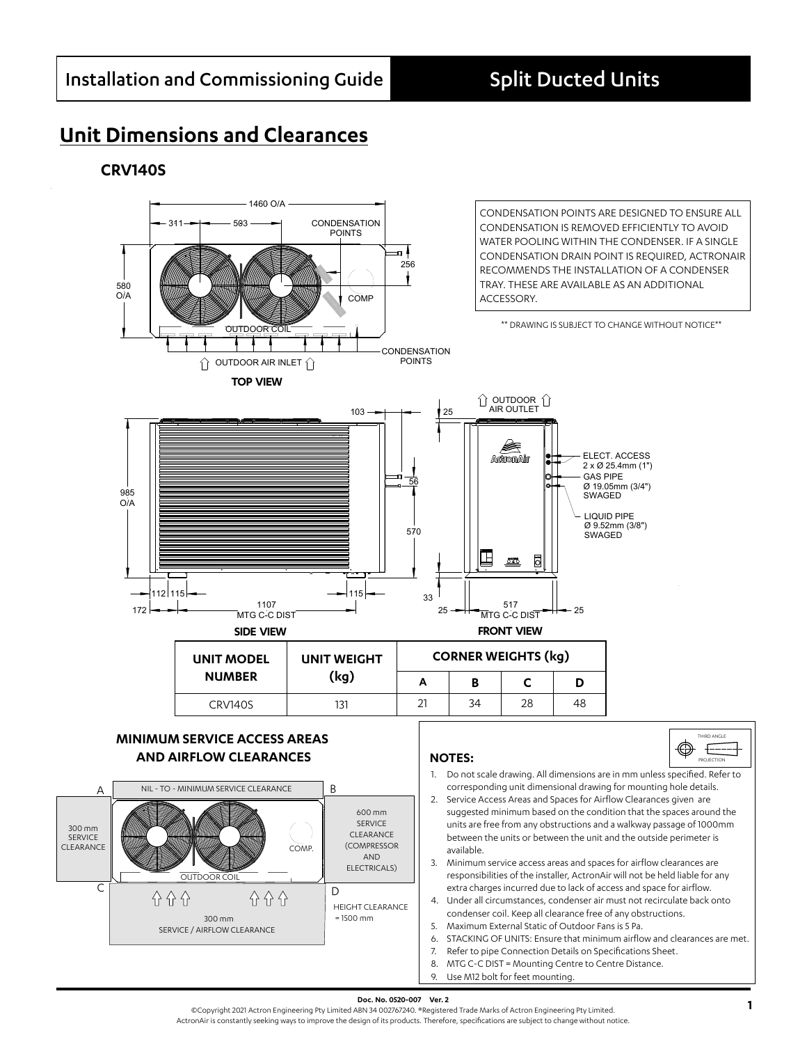# Installation and Commissioning Guide

# Split Ducted Units

## Unit Dimensions and Clearances

### CRV140S

CONDENSATION POINTS ARE DESIGNED TO ENSURE ALL CONDENSATION IS REMOVED EFFICIENTLY TO AVOID WATER POOLING WITHIN THE CONDENSER. IF A SINGLE CONDENSATION DRAIN POINT IS REQUIRED, ACTRONAIR RECOMMENDS THE INSTALLATION OF A CONDENSER TRAY. THESE ARE AVAILABLE AS AN ADDITIONAL ACCESSORY.

** DRAWING IS SUBJECT TO CHANGE WITHOUT NOTICE**

TOP VIEW

SIDE VIEW

FRONT VIEW

| UNIT MODEL NUMBER | UNIT WEIGHT (kg) | CORNER WEIGHTS (kg) | | | |
|---|---|---|---|---|---|
| | | A | B | C | D |
| CRV140S | 131 | 21 | 34 | 28 | 48 |

### MINIMUM SERVICE ACCESS AREAS AND AIRFLOW CLEARANCES

### NOTES:

1. Do not scale drawing. All dimensions are in mm unless specified. Refer to corresponding unit dimensional drawing for mounting hole details.
2. Service Access Areas and Spaces for Airflow Clearances given are suggested minimum based on the condition that the spaces around the units are free from any obstructions and a walkway passage of 1000mm between the units or between the unit and the outside perimeter is available.
3. Minimum service access areas and spaces for airflow clearances are responsibilities of the installer, ActronAir will not be held liable for any extra charges incurred due to lack of access and space for airflow.
4. Under all circumstances, condenser air must not recirculate back onto condenser coil. Keep all clearance free of any obstructions.
5. Maximum External Static of Outdoor Fans is 5 Pa.
6. STACKING OF UNITS: Ensure that minimum airflow and clearances are met.
7. Refer to pipe Connection Details on Specifications Sheet.
8. MTG C-C DIST = Mounting Centre to Centre Distance.
9. Use M12 bolt for feet mounting.

**Doc. No. 0520-007 Ver. 2**

©Copyright 2021 Actron Engineering Pty Limited ABN 34 002767240. ®Registered Trade Marks of Actron Engineering Pty Limited.
ActronAir is constantly seeking ways to improve the design of its products. Therefore, specifications are subject to change without notice.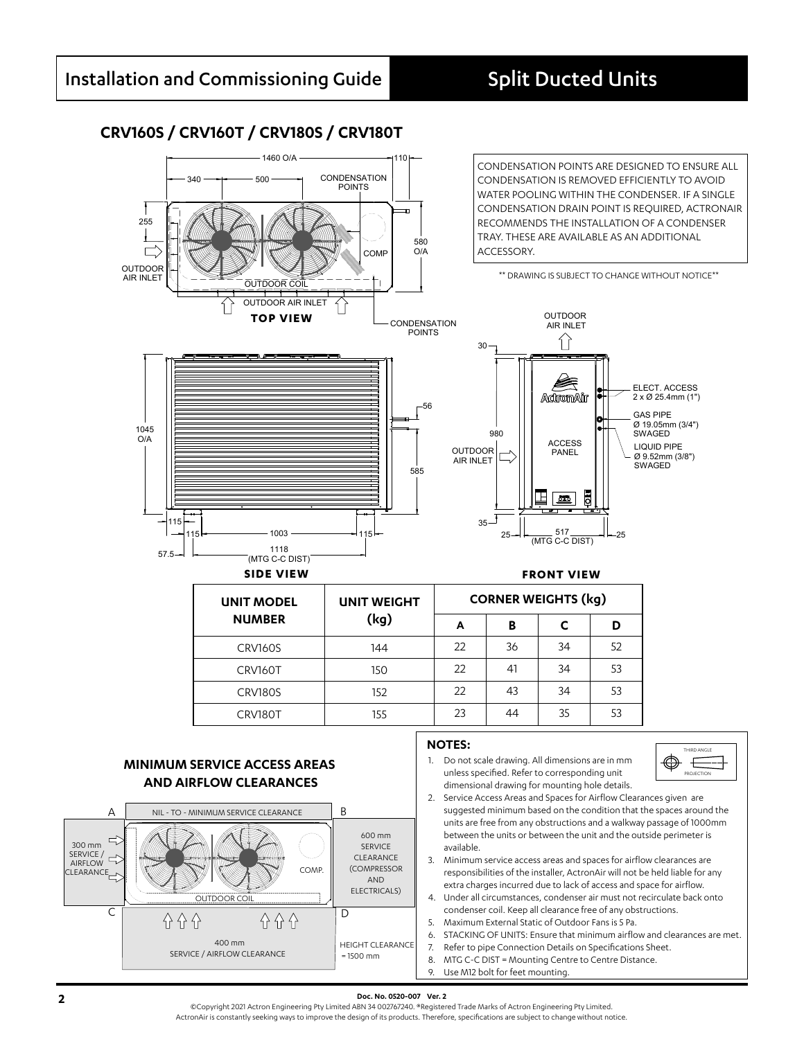## CRV160S / CRV160T / CRV180S / CRV180T

CONDENSATION POINTS ARE DESIGNED TO ENSURE ALL CONDENSATION IS REMOVED EFFICIENTLY TO AVOID WATER POOLING WITHIN THE CONDENSER. IF A SINGLE CONDENSATION DRAIN POINT IS REQUIRED, ACTRONAIR RECOMMENDS THE INSTALLATION OF A CONDENSER TRAY. THESE ARE AVAILABLE AS AN ADDITIONAL ACCESSORY.

** DRAWING IS SUBJECT TO CHANGE WITHOUT NOTICE**

TOP VIEW

1460 O/A, 110, 340, 500, 255, 580 O/A, CONDENSATION POINTS, COMP, OUTDOOR AIR INLET, OUTDOOR COIL

SIDE VIEW

1045 O/A, 56, 585, 115, 115, 1003, 115, 57.5, 1118 (MTG C-C DIST)

FRONT VIEW

OUTDOOR AIR INLET, 30, 980, 35, 25, 517 (MTG C-C DIST), 25, ACCESS PANEL, ELECT. ACCESS 2 x Ø 25.4mm (1"), GAS PIPE Ø 19.05mm (3/4") SWAGED, LIQUID PIPE Ø 9.52mm (3/8") SWAGED

| UNIT MODEL NUMBER | UNIT WEIGHT (kg) | CORNER WEIGHTS (kg) | | | |
|---|---|---|---|---|---|
| | | A | B | C | D |
| CRV160S | 144 | 22 | 36 | 34 | 52 |
| CRV160T | 150 | 22 | 41 | 34 | 53 |
| CRV180S | 152 | 22 | 43 | 34 | 53 |
| CRV180T | 155 | 23 | 44 | 35 | 53 |

### MINIMUM SERVICE ACCESS AREAS AND AIRFLOW CLEARANCES

- A–B: NIL - TO - MINIMUM SERVICE CLEARANCE
- 300 mm SERVICE / AIRFLOW CLEARANCE
- 600 mm SERVICE CLEARANCE (COMPRESSOR AND ELECTRICALS)
- C–D: 400 mm SERVICE / AIRFLOW CLEARANCE
- HEIGHT CLEARANCE = 1500 mm

### NOTES:

1. Do not scale drawing. All dimensions are in mm unless specified. Refer to corresponding unit dimensional drawing for mounting hole details.
2. Service Access Areas and Spaces for Airflow Clearances given are suggested minimum based on the condition that the spaces around the units are free from any obstructions and a walkway passage of 1000mm between the units or between the unit and the outside perimeter is available.
3. Minimum service access areas and spaces for airflow clearances are responsibilities of the installer, ActronAir will not be held liable for any extra charges incurred due to lack of access and space for airflow.
4. Under all circumstances, condenser air must not recirculate back onto condenser coil. Keep all clearance free of any obstructions.
5. Maximum External Static of Outdoor Fans is 5 Pa.
6. STACKING OF UNITS: Ensure that minimum airflow and clearances are met.
7. Refer to pipe Connection Details on Specifications Sheet.
8. MTG C-C DIST = Mounting Centre to Centre Distance.
9. Use M12 bolt for feet mounting.

THIRD ANGLE PROJECTION

Doc. No. 0520-007 Ver. 2

©Copyright 2021 Actron Engineering Pty Limited ABN 34 002767240. ®Registered Trade Marks of Actron Engineering Pty Limited.
ActronAir is constantly seeking ways to improve the design of its products. Therefore, specifications are subject to change without notice.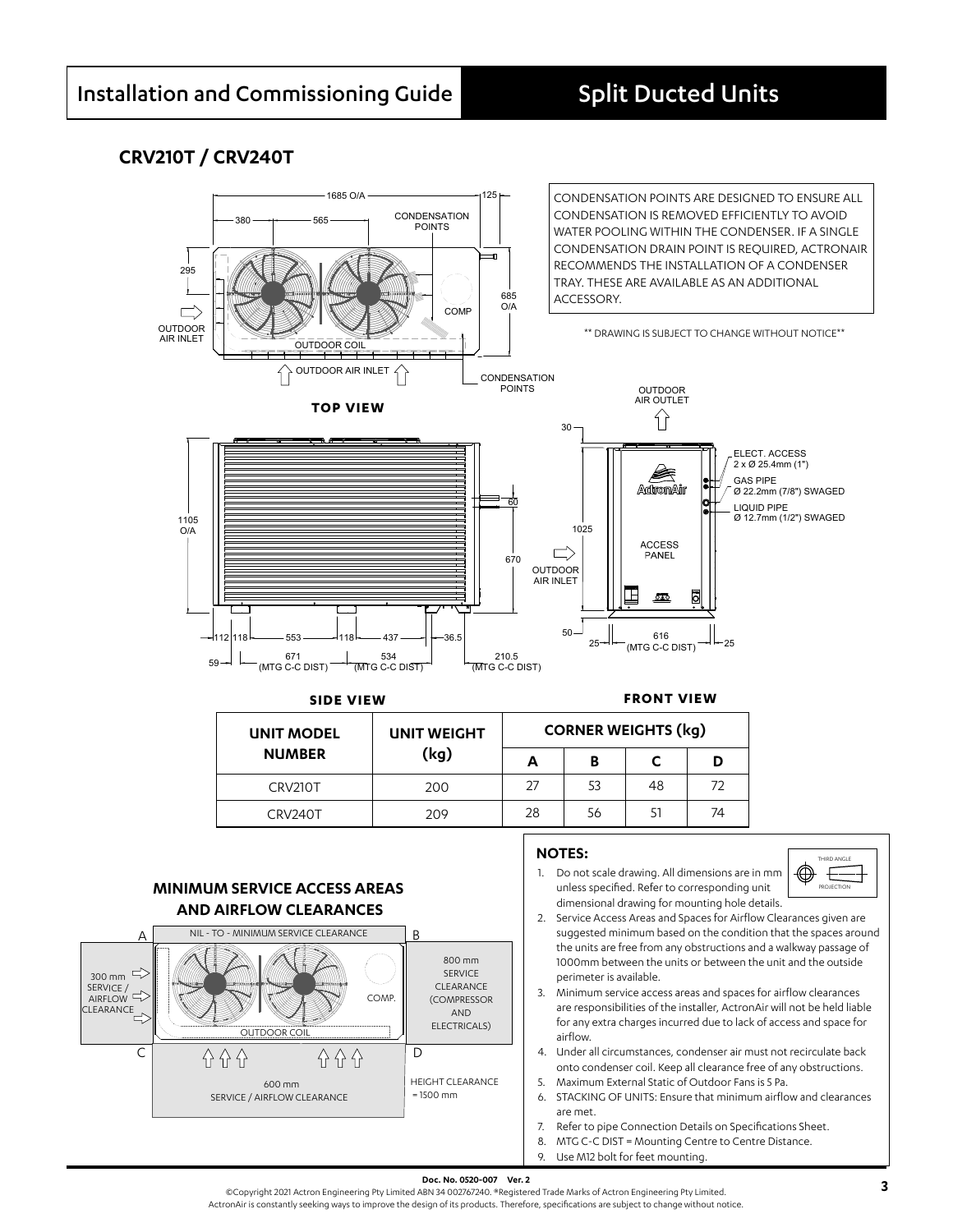## CRV210T / CRV240T

TOP VIEW

1685 O/A
125
380
565
CONDENSATION POINTS
295
685 O/A
COMP
OUTDOOR AIR INLET
OUTDOOR COIL
OUTDOOR AIR INLET
CONDENSATION POINTS

CONDENSATION POINTS ARE DESIGNED TO ENSURE ALL CONDENSATION IS REMOVED EFFICIENTLY TO AVOID WATER POOLING WITHIN THE CONDENSER. IF A SINGLE CONDENSATION DRAIN POINT IS REQUIRED, ACTRONAIR RECOMMENDS THE INSTALLATION OF A CONDENSER TRAY. THESE ARE AVAILABLE AS AN ADDITIONAL ACCESSORY.

** DRAWING IS SUBJECT TO CHANGE WITHOUT NOTICE**

SIDE VIEW

1105 O/A
60
670
112
118
553
118
437
36.5
59
671 (MTG C-C DIST)
534 (MTG C-C DIST)
210.5 (MTG C-C DIST)

FRONT VIEW

OUTDOOR AIR OUTLET
30
ELECT. ACCESS 2 x Ø 25.4mm (1")
GAS PIPE Ø 22.2mm (7/8") SWAGED
LIQUID PIPE Ø 12.7mm (1/2") SWAGED
1025
ACCESS PANEL
OUTDOOR AIR INLET
50
25
616 (MTG C-C DIST)
25

| UNIT MODEL NUMBER | UNIT WEIGHT (kg) | CORNER WEIGHTS (kg) | | | |
|---|---|---|---|---|---|
| | | A | B | C | D |
| CRV210T | 200 | 27 | 53 | 48 | 72 |
| CRV240T | 209 | 28 | 56 | 51 | 74 |

### MINIMUM SERVICE ACCESS AREAS AND AIRFLOW CLEARANCES

A
B
C
D
NIL - TO - MINIMUM SERVICE CLEARANCE
300 mm SERVICE / AIRFLOW CLEARANCE
800 mm SERVICE CLEARANCE (COMPRESSOR AND ELECTRICALS)
COMP.
OUTDOOR COIL
600 mm SERVICE / AIRFLOW CLEARANCE
HEIGHT CLEARANCE = 1500 mm

### NOTES:

THIRD ANGLE PROJECTION

1. Do not scale drawing. All dimensions are in mm unless specified. Refer to corresponding unit dimensional drawing for mounting hole details.
2. Service Access Areas and Spaces for Airflow Clearances given are suggested minimum based on the condition that the spaces around the units are free from any obstructions and a walkway passage of 1000mm between the units or between the unit and the outside perimeter is available.
3. Minimum service access areas and spaces for airflow clearances are responsibilities of the installer, ActronAir will not be held liable for any extra charges incurred due to lack of access and space for airflow.
4. Under all circumstances, condenser air must not recirculate back onto condenser coil. Keep all clearance free of any obstructions.
5. Maximum External Static of Outdoor Fans is 5 Pa.
6. STACKING OF UNITS: Ensure that minimum airflow and clearances are met.
7. Refer to pipe Connection Details on Specifications Sheet.
8. MTG C-C DIST = Mounting Centre to Centre Distance.
9. Use M12 bolt for feet mounting.

**Doc. No. 0520-007 Ver. 2**

©Copyright 2021 Actron Engineering Pty Limited ABN 34 002767240. ®Registered Trade Marks of Actron Engineering Pty Limited.
ActronAir is constantly seeking ways to improve the design of its products. Therefore, specifications are subject to change without notice.